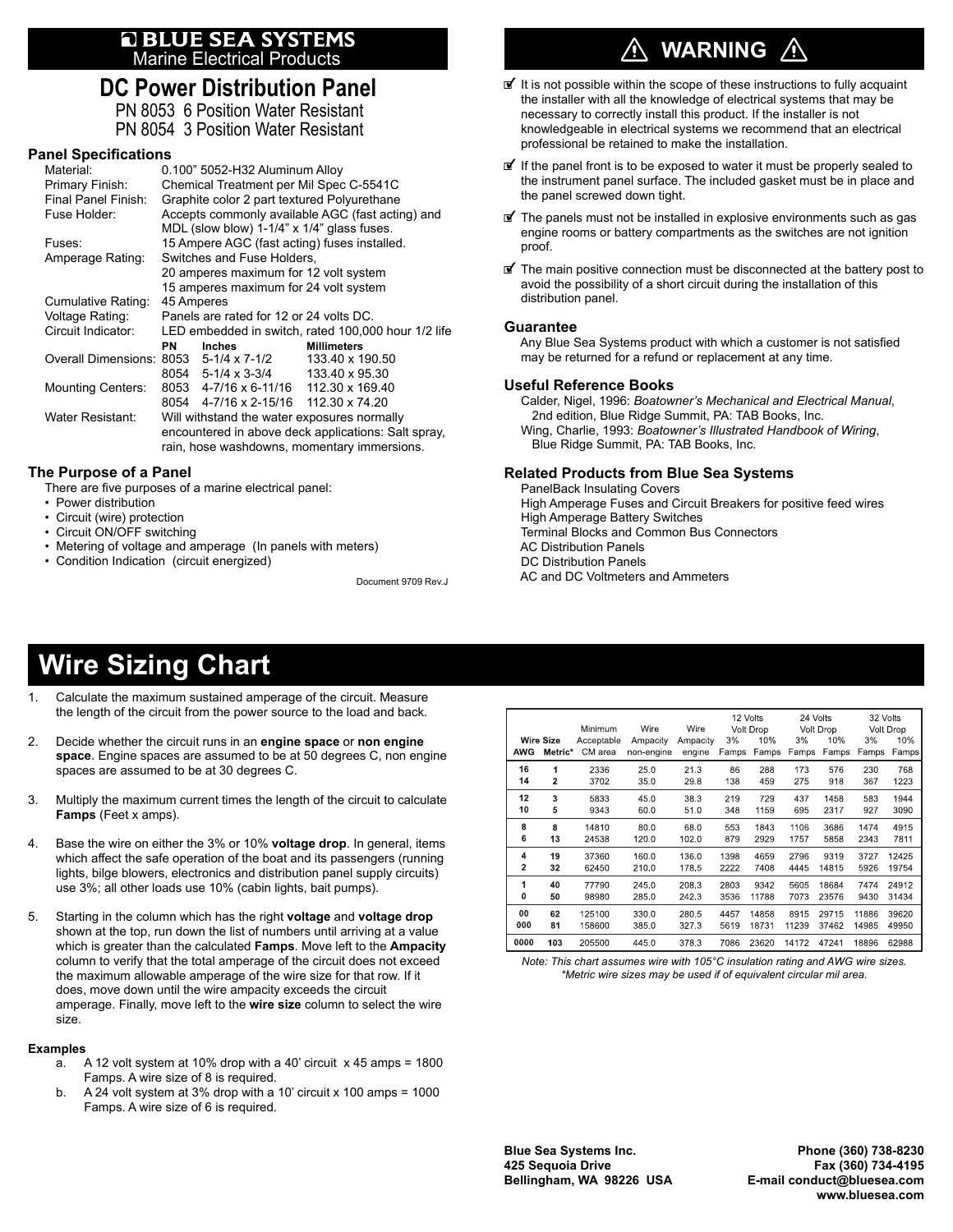# BLUE SEA SYSTEMS
Marine Electrical Products

## DC Power Distribution Panel

PN 8053 6 Position Water Resistant
PN 8054 3 Position Water Resistant

### Panel Specifications

| | | | |
|---|---|---|---|
| Material: | 0.100" 5052-H32 Aluminum Alloy | | |
| Primary Finish: | Chemical Treatment per Mil Spec C-5541C | | |
| Final Panel Finish: | Graphite color 2 part textured Polyurethane | | |
| Fuse Holder: | Accepts commonly available AGC (fast acting) and MDL (slow blow) 1-1/4" x 1/4" glass fuses. | | |
| Fuses: | 15 Ampere AGC (fast acting) fuses installed. | | |
| Amperage Rating: | Switches and Fuse Holders, 20 amperes maximum for 12 volt system 15 amperes maximum for 24 volt system | | |
| Cumulative Rating: | 45 Amperes | | |
| Voltage Rating: | Panels are rated for 12 or 24 volts DC. | | |
| Circuit Indicator: | LED embedded in switch, rated 100,000 hour 1/2 life | | |
| | **PN** | **Inches** | **Millimeters** |
| Overall Dimensions: | 8053 | 5-1/4 x 7-1/2 | 133.40 x 190.50 |
| | 8054 | 5-1/4 x 3-3/4 | 133.40 x 95.30 |
| Mounting Centers: | 8053 | 4-7/16 x 6-11/16 | 112.30 x 169.40 |
| | 8054 | 4-7/16 x 2-15/16 | 112.30 x 74.20 |
| Water Resistant: | Will withstand the water exposures normally encountered in above deck applications: Salt spray, rain, hose washdowns, momentary immersions. | | |

### The Purpose of a Panel

There are five purposes of a marine electrical panel:

- Power distribution
- Circuit (wire) protection
- Circuit ON/OFF switching
- Metering of voltage and amperage (In panels with meters)
- Condition Indication (circuit energized)

Document 9709 Rev.J

## ⚠ WARNING ⚠

- It is not possible within the scope of these instructions to fully acquaint the installer with all the knowledge of electrical systems that may be necessary to correctly install this product. If the installer is not knowledgeable in electrical systems we recommend that an electrical professional be retained to make the installation.
- If the panel front is to be exposed to water it must be properly sealed to the instrument panel surface. The included gasket must be in place and the panel screwed down tight.
- The panels must not be installed in explosive environments such as gas engine rooms or battery compartments as the switches are not ignition proof.
- The main positive connection must be disconnected at the battery post to avoid the possibility of a short circuit during the installation of this distribution panel.

### Guarantee

Any Blue Sea Systems product with which a customer is not satisfied may be returned for a refund or replacement at any time.

### Useful Reference Books

Calder, Nigel, 1996: *Boatowner's Mechanical and Electrical Manual*, 2nd edition, Blue Ridge Summit, PA: TAB Books, Inc.
Wing, Charlie, 1993: *Boatowner's Illustrated Handbook of Wiring*, Blue Ridge Summit, PA: TAB Books, Inc.

### Related Products from Blue Sea Systems

PanelBack Insulating Covers
High Amperage Fuses and Circuit Breakers for positive feed wires
High Amperage Battery Switches
Terminal Blocks and Common Bus Connectors
AC Distribution Panels
DC Distribution Panels
AC and DC Voltmeters and Ammeters

## Wire Sizing Chart

1. Calculate the maximum sustained amperage of the circuit. Measure the length of the circuit from the power source to the load and back.
2. Decide whether the circuit runs in an **engine space** or **non engine space**. Engine spaces are assumed to be at 50 degrees C, non engine spaces are assumed to be at 30 degrees C.
3. Multiply the maximum current times the length of the circuit to calculate **Famps** (Feet x amps).
4. Base the wire on either the 3% or 10% **voltage drop**. In general, items which affect the safe operation of the boat and its passengers (running lights, bilge blowers, electronics and distribution panel supply circuits) use 3%; all other loads use 10% (cabin lights, bait pumps).
5. Starting in the column which has the right **voltage** and **voltage drop** shown at the top, run down the list of numbers until arriving at a value which is greater than the calculated **Famps**. Move left to the **Ampacity** column to verify that the total amperage of the circuit does not exceed the maximum allowable amperage of the wire size for that row. If it does, move down until the wire ampacity exceeds the circuit amperage. Finally, move left to the **wire size** column to select the wire size.

**Examples**

a. A 12 volt system at 10% drop with a 40' circuit x 45 amps = 1800 Famps. A wire size of 8 is required.
b. A 24 volt system at 3% drop with a 10' circuit x 100 amps = 1000 Famps. A wire size of 6 is required.

| Wire Size | | Minimum Acceptable | Wire Ampacity | Wire Ampacity | 12 Volts Volt Drop | | 24 Volts Volt Drop | | 32 Volts Volt Drop | |
|---|---|---|---|---|---|---|---|---|---|---|
| AWG | Metric* | CM area | non-engine | engine | 3% Famps | 10% Famps | 3% Famps | 10% Famps | 3% Famps | 10% Famps |
| 16 | 1 | 2336 | 25.0 | 21.3 | 86 | 288 | 173 | 576 | 230 | 768 |
| 14 | 2 | 3702 | 35.0 | 29.8 | 138 | 459 | 275 | 918 | 367 | 1223 |
| 12 | 3 | 5833 | 45.0 | 38.3 | 219 | 729 | 437 | 1458 | 583 | 1944 |
| 10 | 5 | 9343 | 60.0 | 51.0 | 348 | 1159 | 695 | 2317 | 927 | 3090 |
| 8 | 8 | 14810 | 80.0 | 68.0 | 553 | 1843 | 1106 | 3686 | 1474 | 4915 |
| 6 | 13 | 24538 | 120.0 | 102.0 | 879 | 2929 | 1757 | 5858 | 2343 | 7811 |
| 4 | 19 | 37360 | 160.0 | 136.0 | 1398 | 4659 | 2796 | 9319 | 3727 | 12425 |
| 2 | 32 | 62450 | 210.0 | 178.5 | 2222 | 7408 | 4445 | 14815 | 5926 | 19754 |
| 1 | 40 | 77790 | 245.0 | 208.3 | 2803 | 9342 | 5605 | 18684 | 7474 | 24912 |
| 0 | 50 | 98980 | 285.0 | 242.3 | 3536 | 11788 | 7073 | 23576 | 9430 | 31434 |
| 00 | 62 | 125100 | 330.0 | 280.5 | 4457 | 14858 | 8915 | 29715 | 11886 | 39620 |
| 000 | 81 | 158600 | 385.0 | 327.3 | 5619 | 18731 | 11239 | 37462 | 14985 | 49950 |
| 0000 | 103 | 205500 | 445.0 | 378.3 | 7086 | 23620 | 14172 | 47241 | 18896 | 62988 |

*Note: This chart assumes wire with 105°C insulation rating and AWG wire sizes.*
*\*Metric wire sizes may be used if of equivalent circular mil area.*

**Blue Sea Systems Inc.**
**425 Sequoia Drive**
**Bellingham, WA 98226 USA**

**Phone (360) 738-8230**
**Fax (360) 734-4195**
**E-mail conduct@bluesea.com**
**www.bluesea.com**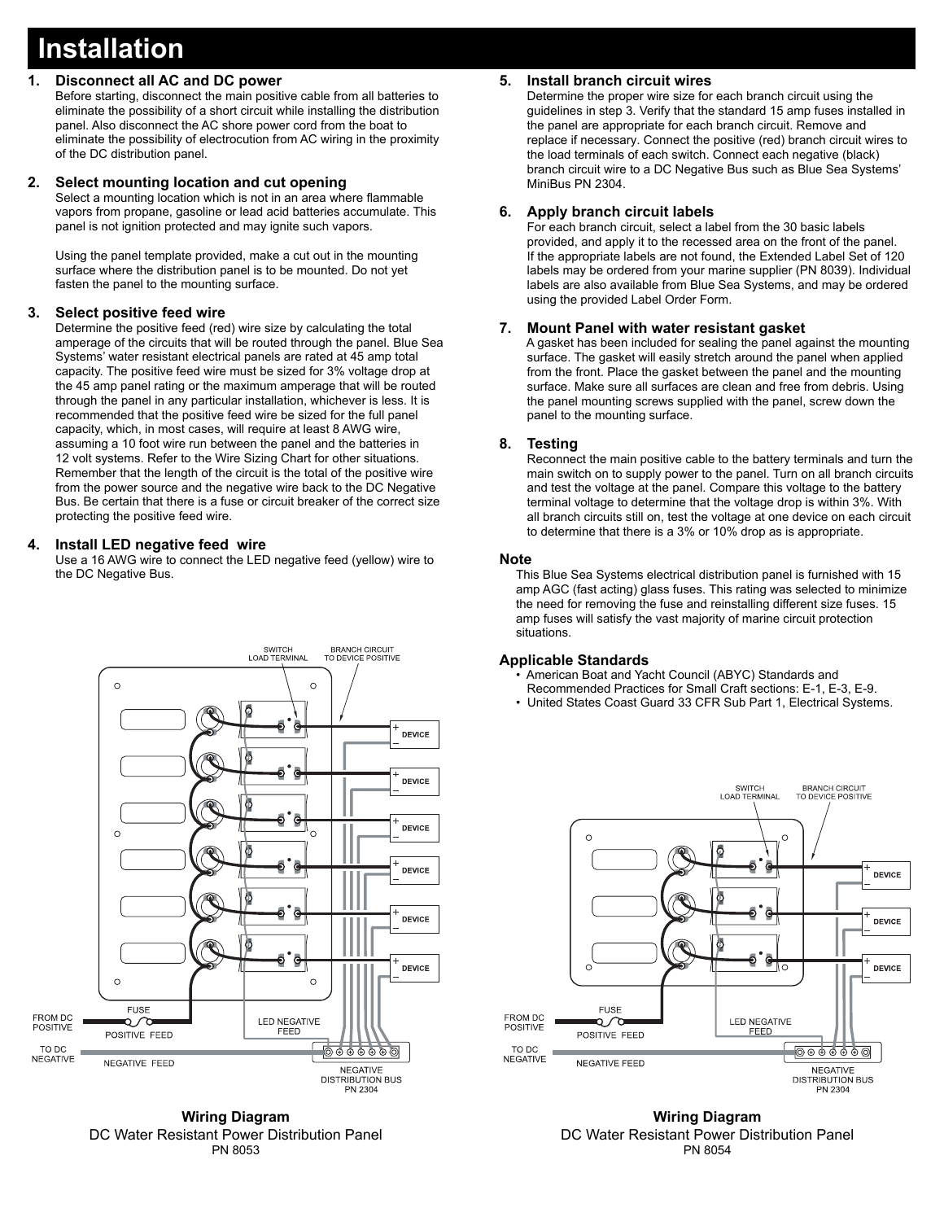# Installation

## 1. Disconnect all AC and DC power

Before starting, disconnect the main positive cable from all batteries to eliminate the possibility of a short circuit while installing the distribution panel. Also disconnect the AC shore power cord from the boat to eliminate the possibility of electrocution from AC wiring in the proximity of the DC distribution panel.

## 2. Select mounting location and cut opening

Select a mounting location which is not in an area where flammable vapors from propane, gasoline or lead acid batteries accumulate. This panel is not ignition protected and may ignite such vapors.

Using the panel template provided, make a cut out in the mounting surface where the distribution panel is to be mounted. Do not yet fasten the panel to the mounting surface.

## 3. Select positive feed wire

Determine the positive feed (red) wire size by calculating the total amperage of the circuits that will be routed through the panel. Blue Sea Systems' water resistant electrical panels are rated at 45 amp total capacity. The positive feed wire must be sized for 3% voltage drop at the 45 amp panel rating or the maximum amperage that will be routed through the panel in any particular installation, whichever is less. It is recommended that the positive feed wire be sized for the full panel capacity, which, in most cases, will require at least 8 AWG wire, assuming a 10 foot wire run between the panel and the batteries in 12 volt systems. Refer to the Wire Sizing Chart for other situations. Remember that the length of the circuit is the total of the positive wire from the power source and the negative wire back to the DC Negative Bus. Be certain that there is a fuse or circuit breaker of the correct size protecting the positive feed wire.

## 4. Install LED negative feed wire

Use a 16 AWG wire to connect the LED negative feed (yellow) wire to the DC Negative Bus.

## 5. Install branch circuit wires

Determine the proper wire size for each branch circuit using the guidelines in step 3. Verify that the standard 15 amp fuses installed in the panel are appropriate for each branch circuit. Remove and replace if necessary. Connect the positive (red) branch circuit wires to the load terminals of each switch. Connect each negative (black) branch circuit wire to a DC Negative Bus such as Blue Sea Systems' MiniBus PN 2304.

## 6. Apply branch circuit labels

For each branch circuit, select a label from the 30 basic labels provided, and apply it to the recessed area on the front of the panel. If the appropriate labels are not found, the Extended Label Set of 120 labels may be ordered from your marine supplier (PN 8039). Individual labels are also available from Blue Sea Systems, and may be ordered using the provided Label Order Form.

## 7. Mount Panel with water resistant gasket

A gasket has been included for sealing the panel against the mounting surface. The gasket will easily stretch around the panel when applied from the front. Place the gasket between the panel and the mounting surface. Make sure all surfaces are clean and free from debris. Using the panel mounting screws supplied with the panel, screw down the panel to the mounting surface.

## 8. Testing

Reconnect the main positive cable to the battery terminals and turn the main switch on to supply power to the panel. Turn on all branch circuits and test the voltage at the panel. Compare this voltage to the battery terminal voltage to determine that the voltage drop is within 3%. With all branch circuits still on, test the voltage at one device on each circuit to determine that there is a 3% or 10% drop as is appropriate.

## Note

This Blue Sea Systems electrical distribution panel is furnished with 15 amp AGC (fast acting) glass fuses. This rating was selected to minimize the need for removing the fuse and reinstalling different size fuses. 15 amp fuses will satisfy the vast majority of marine circuit protection situations.

## Applicable Standards

- American Boat and Yacht Council (ABYC) Standards and Recommended Practices for Small Craft sections: E-1, E-3, E-9.
- United States Coast Guard 33 CFR Sub Part 1, Electrical Systems.

SWITCH LOAD TERMINAL
BRANCH CIRCUIT TO DEVICE POSITIVE
DEVICE
FROM DC POSITIVE
FUSE
POSITIVE FEED
TO DC NEGATIVE
NEGATIVE FEED
LED NEGATIVE FEED
NEGATIVE DISTRIBUTION BUS PN 2304

**Wiring Diagram**
DC Water Resistant Power Distribution Panel
PN 8053

SWITCH LOAD TERMINAL
BRANCH CIRCUIT TO DEVICE POSITIVE
DEVICE
FROM DC POSITIVE
FUSE
POSITIVE FEED
TO DC NEGATIVE
NEGATIVE FEED
LED NEGATIVE FEED
NEGATIVE DISTRIBUTION BUS PN 2304

**Wiring Diagram**
DC Water Resistant Power Distribution Panel
PN 8054